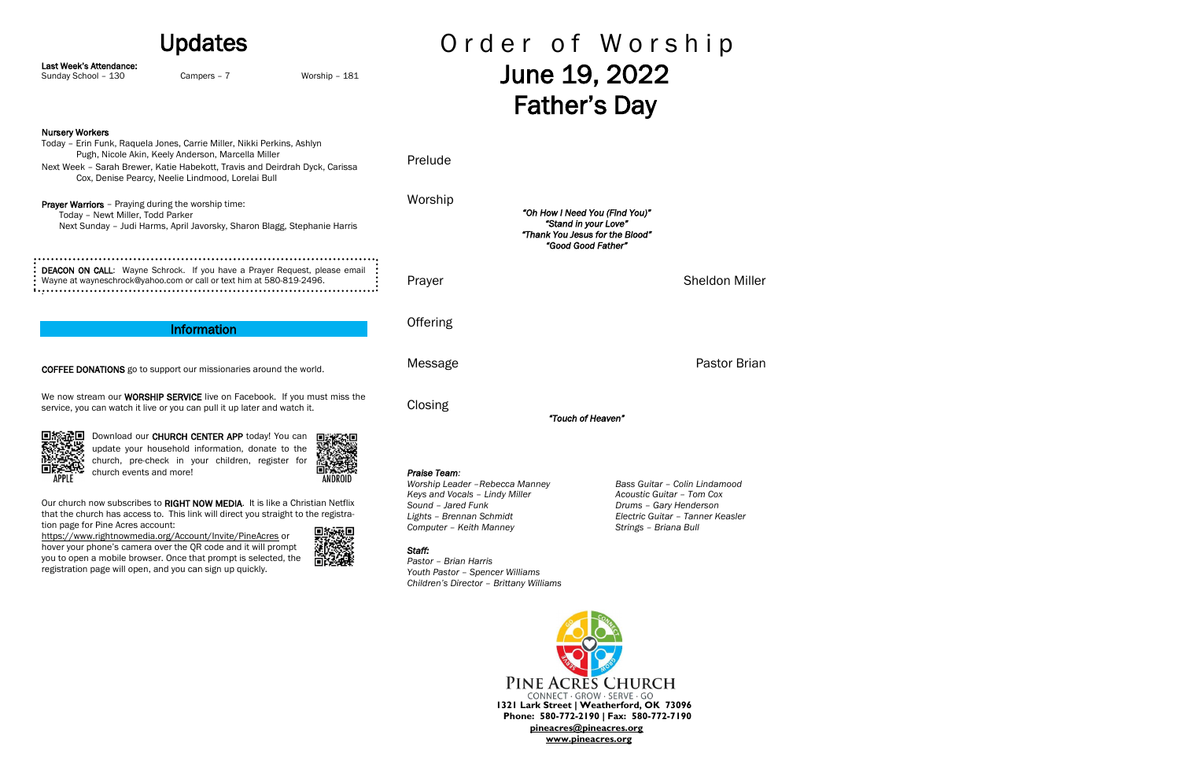# Updates

**Last Week's Attendance:**
Sunday School – 130 Campers – 7 Worship – 181

**Nursery Workers**
Today – Erin Funk, Raquela Jones, Carrie Miller, Nikki Perkins, Ashlyn Pugh, Nicole Akin, Keely Anderson, Marcella Miller
Next Week – Sarah Brewer, Katie Habekott, Travis and Deirdrah Dyck, Carissa Cox, Denise Pearcy, Neelie Lindmood, Lorelai Bull

**Prayer Warriors** – Praying during the worship time:
Today – Newt Miller, Todd Parker
Next Sunday – Judi Harms, April Javorsky, Sharon Blagg, Stephanie Harris

**DEACON ON CALL**: Wayne Schrock. If you have a Prayer Request, please email Wayne at wayneschrock@yahoo.com or call or text him at 580-819-2496.

## Information

**COFFEE DONATIONS** go to support our missionaries around the world.

We now stream our **WORSHIP SERVICE** live on Facebook. If you must miss the service, you can watch it live or you can pull it up later and watch it.

APPLE

Download our **CHURCH CENTER APP** today! You can update your household information, donate to the church, pre-check in your children, register for church events and more!

ANDROID

Our church now subscribes to **RIGHT NOW MEDIA**. It is like a Christian Netflix that the church has access to. This link will direct you straight to the registration page for Pine Acres account:
https://www.rightnowmedia.org/Account/Invite/PineAcres or hover your phone's camera over the QR code and it will prompt you to open a mobile browser. Once that prompt is selected, the registration page will open, and you can sign up quickly.

# Order of Worship
# June 19, 2022
# Father's Day

Prelude

Worship
*"Oh How I Need You (Find You)"*
*"Stand in your Love"*
*"Thank You Jesus for the Blood"*
*"Good Good Father"*

Prayer — Sheldon Miller

Offering

Message — Pastor Brian

Closing
*"Touch of Heaven"*

***Praise Team:***
*Worship Leader –Rebecca Manney*
*Keys and Vocals – Lindy Miller*
*Sound – Jared Funk*
*Lights – Brennan Schmidt*
*Computer – Keith Manney*
*Bass Guitar – Colin Lindamood*
*Acoustic Guitar – Tom Cox*
*Drums – Gary Henderson*
*Electric Guitar – Tanner Keasler*
*Strings – Briana Bull*

***Staff:***
*Pastor – Brian Harris*
*Youth Pastor – Spencer Williams*
*Children's Director – Brittany Williams*

PINE ACRES CHURCH
CONNECT · GROW · SERVE · GO
**1321 Lark Street | Weatherford, OK 73096**
**Phone: 580-772-2190 | Fax: 580-772-7190**
**pineacres@pineacres.org**
**www.pineacres.org**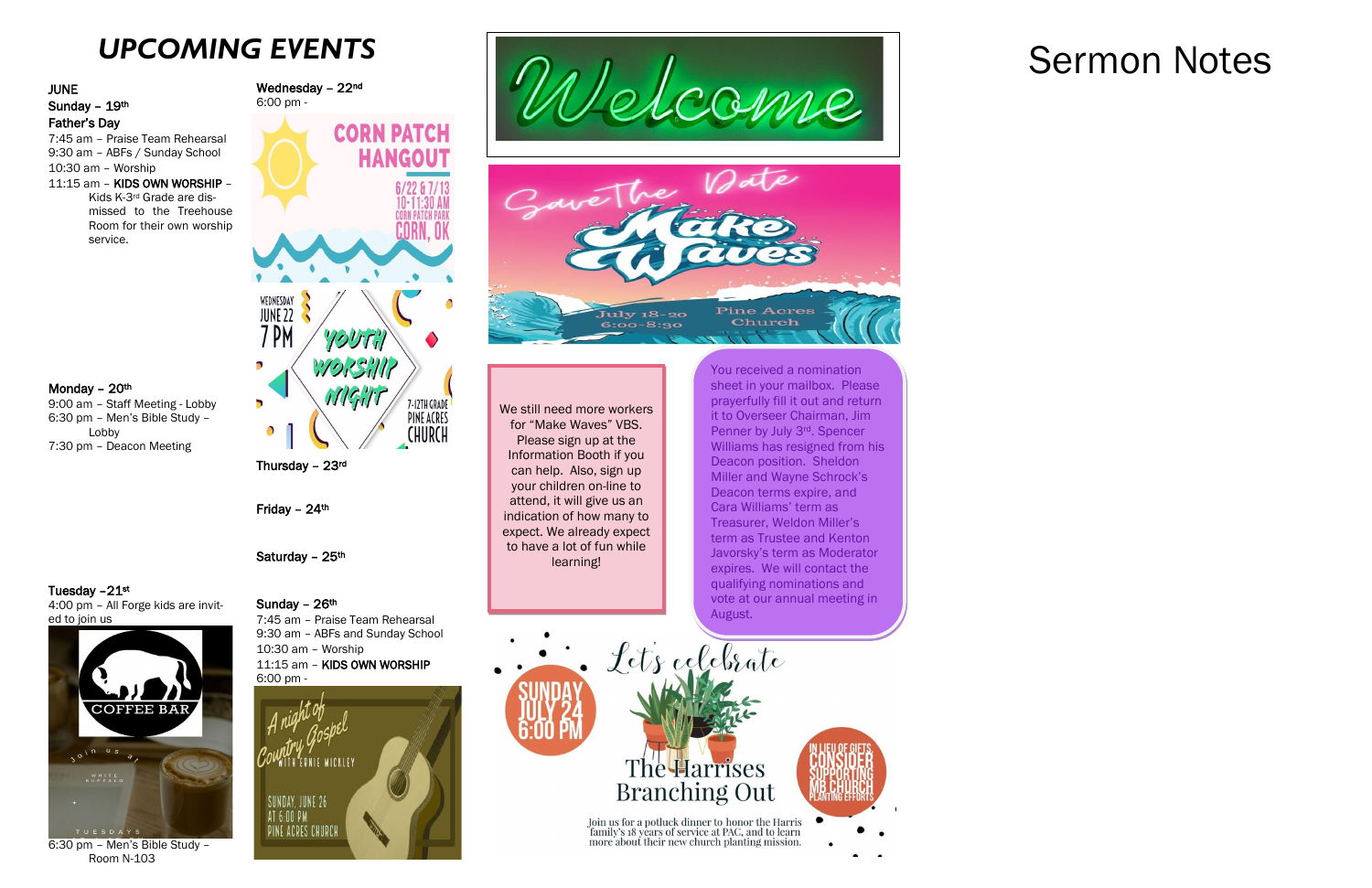## UPCOMING EVENTS

**JUNE**

**Sunday – 19th**
**Father's Day**
7:45 am – Praise Team Rehearsal
9:30 am – ABFs / Sunday School
10:30 am – Worship
11:15 am – **KIDS OWN WORSHIP** – Kids K-3rd Grade are dismissed to the Treehouse Room for their own worship service.

**Monday – 20th**
9:00 am – Staff Meeting - Lobby
6:30 pm – Men's Bible Study – Lobby
7:30 pm – Deacon Meeting

**Tuesday –21st**
4:00 pm – All Forge kids are invited to join us

COFFEE BAR
Join us at
WHITE BUFFALO
TUESDAYS

6:30 pm – Men's Bible Study – Room N-103

**Wednesday – 22nd**
6:00 pm -

CORN PATCH HANGOUT
6/22 & 7/13
10-11:30 AM
CORN PATCH PARK
CORN, OK

WEDNESDAY JUNE 22 7 PM
YOUTH WORSHIP NIGHT
7-12TH GRADE
PINE ACRES CHURCH

**Thursday – 23rd**

**Friday – 24th**

**Saturday – 25th**

**Sunday – 26th**
7:45 am – Praise Team Rehearsal
9:30 am – ABFs and Sunday School
10:30 am – Worship
11:15 am – **KIDS OWN WORSHIP**
6:00 pm -

A night of Country Gospel
WITH ERNIE MICKLEY
SUNDAY, JUNE 26
AT 6:00 PM
PINE ACRES CHURCH

Welcome

Save The Date
Make Waves
July 18-20
6:00-8:30
Pine Acres Church

We still need more workers for "Make Waves" VBS. Please sign up at the Information Booth if you can help. Also, sign up your children on-line to attend, it will give us an indication of how many to expect. We already expect to have a lot of fun while learning!

You received a nomination sheet in your mailbox. Please prayerfully fill it out and return it to Overseer Chairman, Jim Penner by July 3rd. Spencer Williams has resigned from his Deacon position. Sheldon Miller and Wayne Schrock's Deacon terms expire, and Cara Williams' term as Treasurer, Weldon Miller's term as Trustee and Kenton Javorsky's term as Moderator expires. We will contact the qualifying nominations and vote at our annual meeting in August.

Let's celebrate
SUNDAY JULY 24 6:00 PM
The Harrises Branching Out
IN LIEU OF GIFTS CONSIDER SUPPORTING MB CHURCH PLANTING EFFORTS
Join us for a potluck dinner to honor the Harris family's 18 years of service at PAC, and to learn more about their new church planting mission.

# Sermon Notes